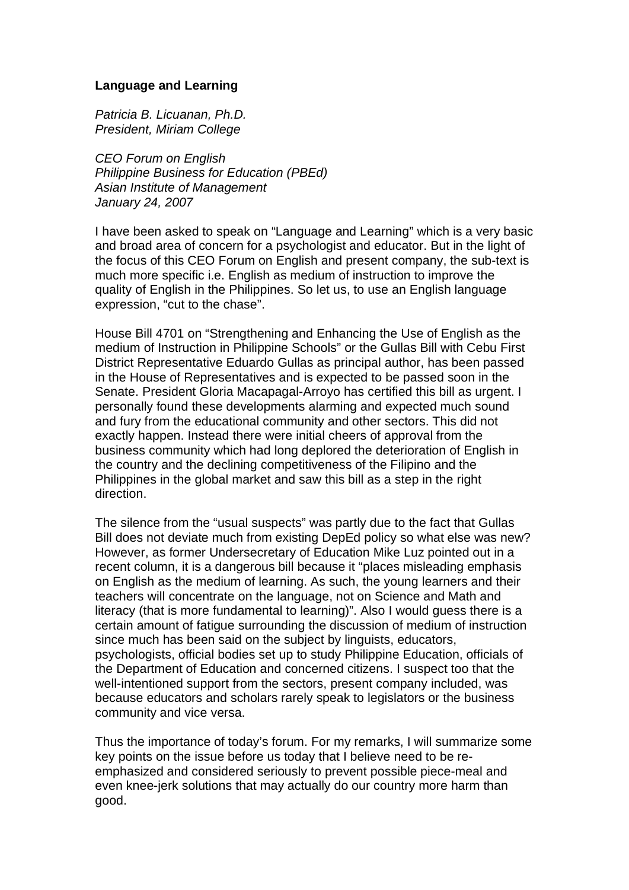**Language and Learning**

*Patricia B. Licuanan, Ph.D.*
*President, Miriam College*

*CEO Forum on English*
*Philippine Business for Education (PBEd)*
*Asian Institute of Management*
*January 24, 2007*

I have been asked to speak on "Language and Learning" which is a very basic and broad area of concern for a psychologist and educator. But in the light of the focus of this CEO Forum on English and present company, the sub-text is much more specific i.e. English as medium of instruction to improve the quality of English in the Philippines. So let us, to use an English language expression, "cut to the chase".

House Bill 4701 on "Strengthening and Enhancing the Use of English as the medium of Instruction in Philippine Schools" or the Gullas Bill with Cebu First District Representative Eduardo Gullas as principal author, has been passed in the House of Representatives and is expected to be passed soon in the Senate. President Gloria Macapagal-Arroyo has certified this bill as urgent. I personally found these developments alarming and expected much sound and fury from the educational community and other sectors. This did not exactly happen. Instead there were initial cheers of approval from the business community which had long deplored the deterioration of English in the country and the declining competitiveness of the Filipino and the Philippines in the global market and saw this bill as a step in the right direction.

The silence from the "usual suspects" was partly due to the fact that Gullas Bill does not deviate much from existing DepEd policy so what else was new? However, as former Undersecretary of Education Mike Luz pointed out in a recent column, it is a dangerous bill because it "places misleading emphasis on English as the medium of learning. As such, the young learners and their teachers will concentrate on the language, not on Science and Math and literacy (that is more fundamental to learning)". Also I would guess there is a certain amount of fatigue surrounding the discussion of medium of instruction since much has been said on the subject by linguists, educators, psychologists, official bodies set up to study Philippine Education, officials of the Department of Education and concerned citizens. I suspect too that the well-intentioned support from the sectors, present company included, was because educators and scholars rarely speak to legislators or the business community and vice versa.

Thus the importance of today's forum. For my remarks, I will summarize some key points on the issue before us today that I believe need to be re-emphasized and considered seriously to prevent possible piece-meal and even knee-jerk solutions that may actually do our country more harm than good.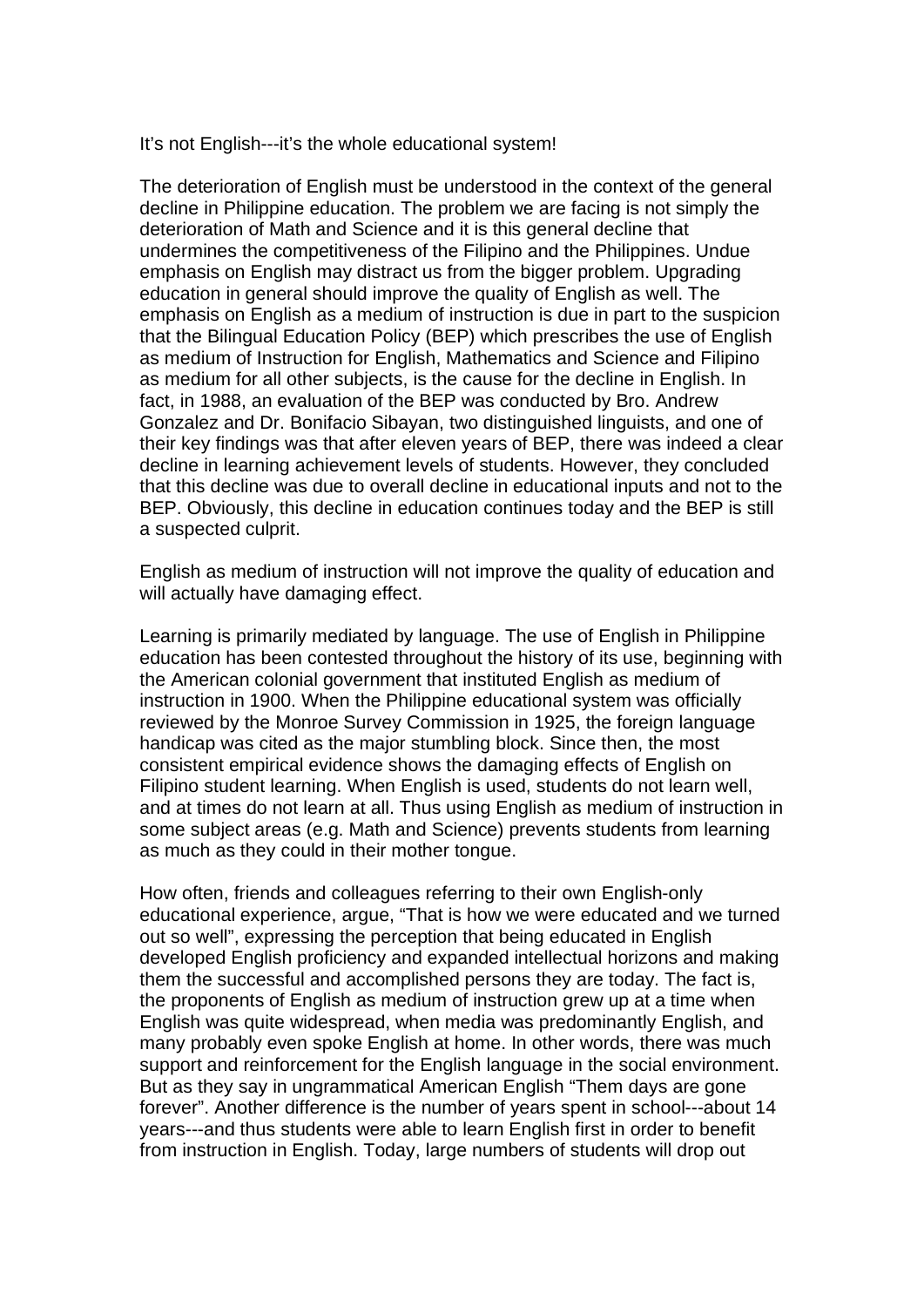It's not English---it's the whole educational system!

The deterioration of English must be understood in the context of the general decline in Philippine education. The problem we are facing is not simply the deterioration of Math and Science and it is this general decline that undermines the competitiveness of the Filipino and the Philippines. Undue emphasis on English may distract us from the bigger problem. Upgrading education in general should improve the quality of English as well. The emphasis on English as a medium of instruction is due in part to the suspicion that the Bilingual Education Policy (BEP) which prescribes the use of English as medium of Instruction for English, Mathematics and Science and Filipino as medium for all other subjects, is the cause for the decline in English. In fact, in 1988, an evaluation of the BEP was conducted by Bro. Andrew Gonzalez and Dr. Bonifacio Sibayan, two distinguished linguists, and one of their key findings was that after eleven years of BEP, there was indeed a clear decline in learning achievement levels of students. However, they concluded that this decline was due to overall decline in educational inputs and not to the BEP. Obviously, this decline in education continues today and the BEP is still a suspected culprit.

English as medium of instruction will not improve the quality of education and will actually have damaging effect.

Learning is primarily mediated by language. The use of English in Philippine education has been contested throughout the history of its use, beginning with the American colonial government that instituted English as medium of instruction in 1900. When the Philippine educational system was officially reviewed by the Monroe Survey Commission in 1925, the foreign language handicap was cited as the major stumbling block. Since then, the most consistent empirical evidence shows the damaging effects of English on Filipino student learning. When English is used, students do not learn well, and at times do not learn at all. Thus using English as medium of instruction in some subject areas (e.g. Math and Science) prevents students from learning as much as they could in their mother tongue.

How often, friends and colleagues referring to their own English-only educational experience, argue, "That is how we were educated and we turned out so well", expressing the perception that being educated in English developed English proficiency and expanded intellectual horizons and making them the successful and accomplished persons they are today. The fact is, the proponents of English as medium of instruction grew up at a time when English was quite widespread, when media was predominantly English, and many probably even spoke English at home. In other words, there was much support and reinforcement for the English language in the social environment. But as they say in ungrammatical American English "Them days are gone forever". Another difference is the number of years spent in school---about 14 years---and thus students were able to learn English first in order to benefit from instruction in English. Today, large numbers of students will drop out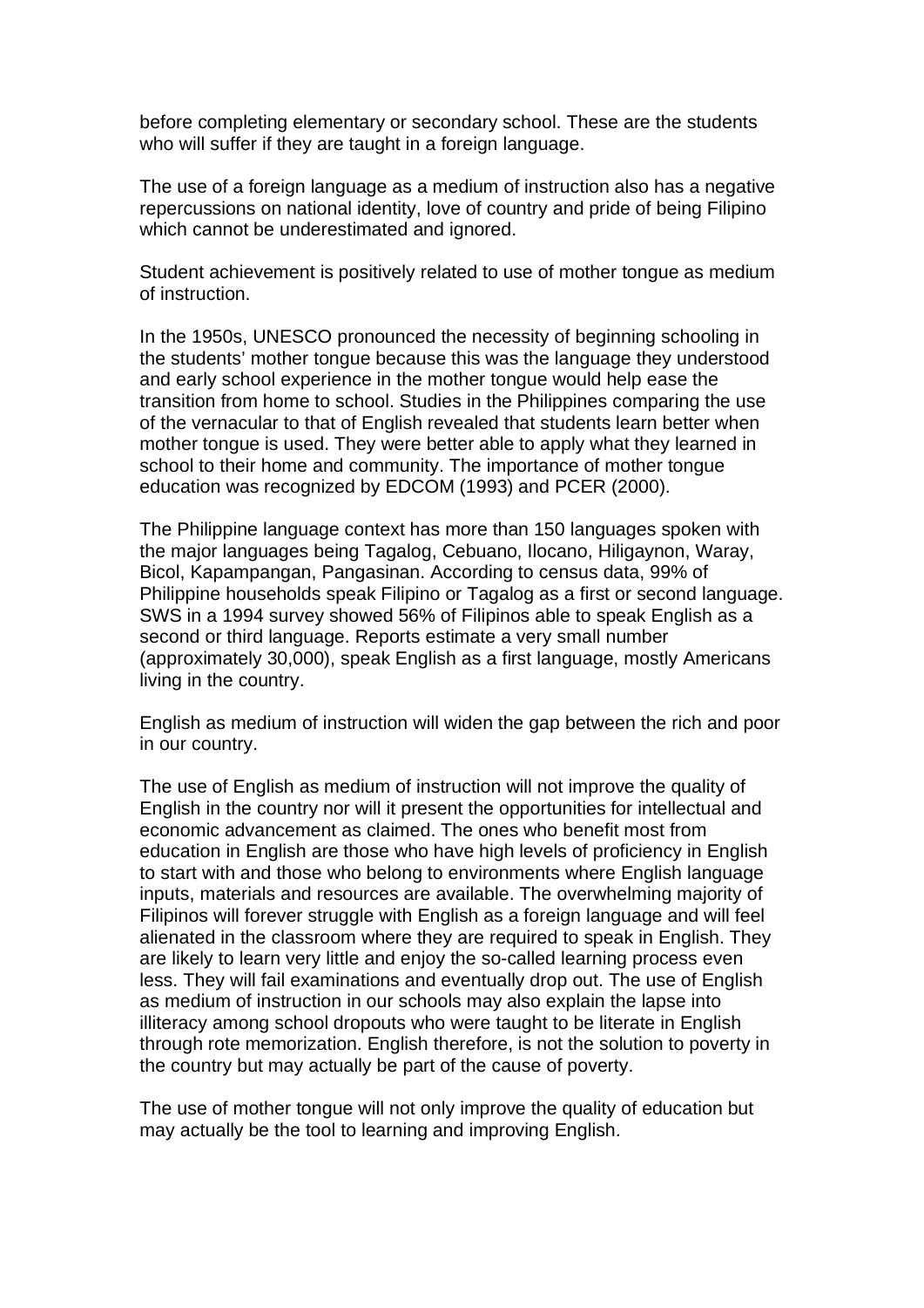before completing elementary or secondary school. These are the students who will suffer if they are taught in a foreign language.

The use of a foreign language as a medium of instruction also has a negative repercussions on national identity, love of country and pride of being Filipino which cannot be underestimated and ignored.

Student achievement is positively related to use of mother tongue as medium of instruction.

In the 1950s, UNESCO pronounced the necessity of beginning schooling in the students' mother tongue because this was the language they understood and early school experience in the mother tongue would help ease the transition from home to school. Studies in the Philippines comparing the use of the vernacular to that of English revealed that students learn better when mother tongue is used. They were better able to apply what they learned in school to their home and community. The importance of mother tongue education was recognized by EDCOM (1993) and PCER (2000).

The Philippine language context has more than 150 languages spoken with the major languages being Tagalog, Cebuano, Ilocano, Hiligaynon, Waray, Bicol, Kapampangan, Pangasinan. According to census data, 99% of Philippine households speak Filipino or Tagalog as a first or second language. SWS in a 1994 survey showed 56% of Filipinos able to speak English as a second or third language. Reports estimate a very small number (approximately 30,000), speak English as a first language, mostly Americans living in the country.

English as medium of instruction will widen the gap between the rich and poor in our country.

The use of English as medium of instruction will not improve the quality of English in the country nor will it present the opportunities for intellectual and economic advancement as claimed. The ones who benefit most from education in English are those who have high levels of proficiency in English to start with and those who belong to environments where English language inputs, materials and resources are available. The overwhelming majority of Filipinos will forever struggle with English as a foreign language and will feel alienated in the classroom where they are required to speak in English. They are likely to learn very little and enjoy the so-called learning process even less. They will fail examinations and eventually drop out. The use of English as medium of instruction in our schools may also explain the lapse into illiteracy among school dropouts who were taught to be literate in English through rote memorization. English therefore, is not the solution to poverty in the country but may actually be part of the cause of poverty.

The use of mother tongue will not only improve the quality of education but may actually be the tool to learning and improving English.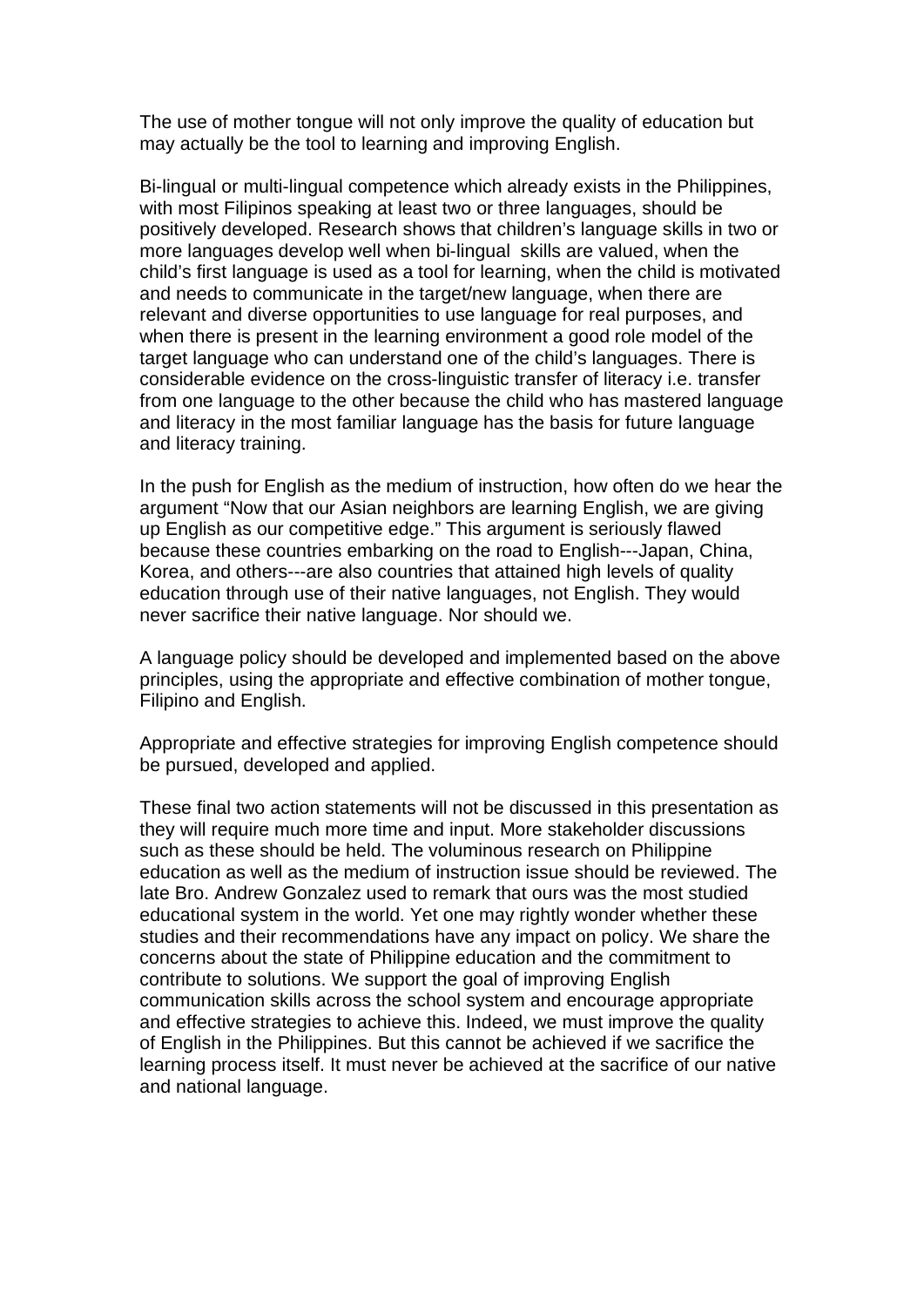The use of mother tongue will not only improve the quality of education but may actually be the tool to learning and improving English.

Bi-lingual or multi-lingual competence which already exists in the Philippines, with most Filipinos speaking at least two or three languages, should be positively developed. Research shows that children's language skills in two or more languages develop well when bi-lingual skills are valued, when the child's first language is used as a tool for learning, when the child is motivated and needs to communicate in the target/new language, when there are relevant and diverse opportunities to use language for real purposes, and when there is present in the learning environment a good role model of the target language who can understand one of the child's languages. There is considerable evidence on the cross-linguistic transfer of literacy i.e. transfer from one language to the other because the child who has mastered language and literacy in the most familiar language has the basis for future language and literacy training.

In the push for English as the medium of instruction, how often do we hear the argument "Now that our Asian neighbors are learning English, we are giving up English as our competitive edge." This argument is seriously flawed because these countries embarking on the road to English---Japan, China, Korea, and others---are also countries that attained high levels of quality education through use of their native languages, not English. They would never sacrifice their native language. Nor should we.

A language policy should be developed and implemented based on the above principles, using the appropriate and effective combination of mother tongue, Filipino and English.

Appropriate and effective strategies for improving English competence should be pursued, developed and applied.

These final two action statements will not be discussed in this presentation as they will require much more time and input. More stakeholder discussions such as these should be held. The voluminous research on Philippine education as well as the medium of instruction issue should be reviewed. The late Bro. Andrew Gonzalez used to remark that ours was the most studied educational system in the world. Yet one may rightly wonder whether these studies and their recommendations have any impact on policy. We share the concerns about the state of Philippine education and the commitment to contribute to solutions. We support the goal of improving English communication skills across the school system and encourage appropriate and effective strategies to achieve this. Indeed, we must improve the quality of English in the Philippines. But this cannot be achieved if we sacrifice the learning process itself. It must never be achieved at the sacrifice of our native and national language.